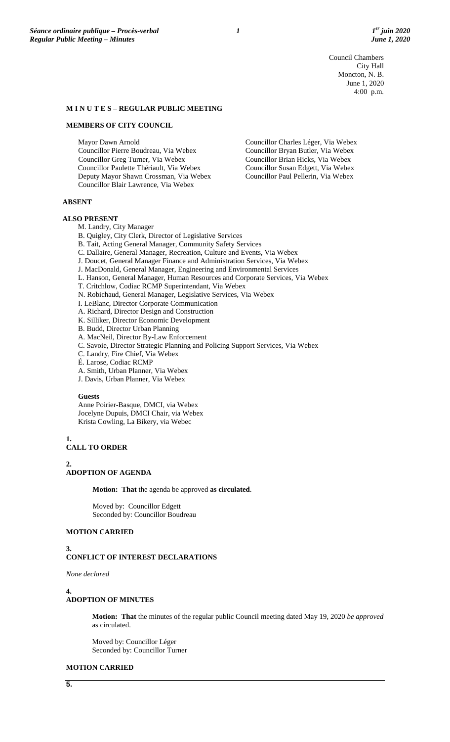Council Chambers
City Hall
Moncton, N. B.
June 1, 2020
4:00 p.m.

**M I N U T E S – REGULAR PUBLIC MEETING**

**MEMBERS OF CITY COUNCIL**

Mayor Dawn Arnold
Councillor Pierre Boudreau, Via Webex
Councillor Greg Turner, Via Webex
Councillor Paulette Thériault, Via Webex
Deputy Mayor Shawn Crossman, Via Webex
Councillor Blair Lawrence, Via Webex
Councillor Charles Léger, Via Webex
Councillor Bryan Butler, Via Webex
Councillor Brian Hicks, Via Webex
Councillor Susan Edgett, Via Webex
Councillor Paul Pellerin, Via Webex

**ABSENT**

**ALSO PRESENT**

M. Landry, City Manager
B. Quigley, City Clerk, Director of Legislative Services
B. Tait, Acting General Manager, Community Safety Services
C. Dallaire, General Manager, Recreation, Culture and Events, Via Webex
J. Doucet, General Manager Finance and Administration Services, Via Webex
J. MacDonald, General Manager, Engineering and Environmental Services
L. Hanson, General Manager, Human Resources and Corporate Services, Via Webex
T. Critchlow, Codiac RCMP Superintendant, Via Webex
N. Robichaud, General Manager, Legislative Services, Via Webex
I. LeBlanc, Director Corporate Communication
A. Richard, Director Design and Construction
K. Silliker, Director Economic Development
B. Budd, Director Urban Planning
A. MacNeil, Director By-Law Enforcement
C. Savoie, Director Strategic Planning and Policing Support Services, Via Webex
C. Landry, Fire Chief, Via Webex
É. Larose, Codiac RCMP
A. Smith, Urban Planner, Via Webex
J. Davis, Urban Planner, Via Webex

**Guests**

Anne Poirier-Basque, DMCI, via Webex
Jocelyne Dupuis, DMCI Chair, via Webex
Krista Cowling, La Bikery, via Webec

**1.**
**CALL TO ORDER**

**2.**
**ADOPTION OF AGENDA**

**Motion: That** the agenda be approved **as circulated**.

Moved by: Councillor Edgett
Seconded by: Councillor Boudreau

**MOTION CARRIED**

**3.**
**CONFLICT OF INTEREST DECLARATIONS**

*None declared*

**4.**
**ADOPTION OF MINUTES**

**Motion: That** the minutes of the regular public Council meeting dated May 19, 2020 *be approved* as circulated.

Moved by: Councillor Léger
Seconded by: Councillor Turner

**MOTION CARRIED**

**5.**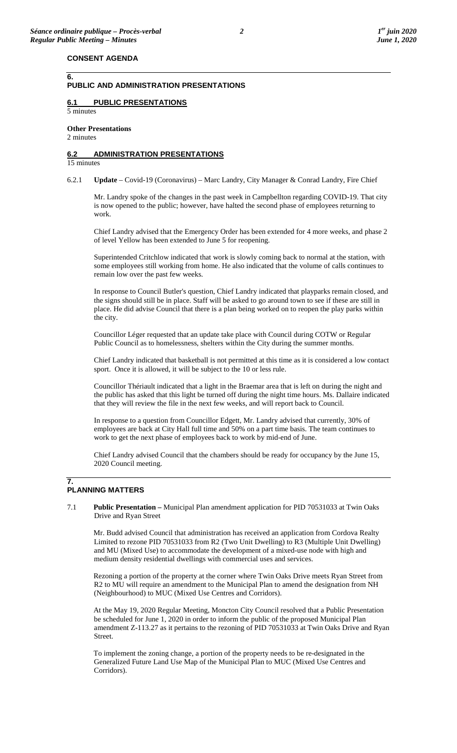## CONSENT AGENDA

## 6. PUBLIC AND ADMINISTRATION PRESENTATIONS

### 6.1 PUBLIC PRESENTATIONS

5 minutes

**Other Presentations**

2 minutes

### 6.2 ADMINISTRATION PRESENTATIONS

15 minutes

6.2.1 **Update** – Covid-19 (Coronavirus) – Marc Landry, City Manager & Conrad Landry, Fire Chief

Mr. Landry spoke of the changes in the past week in Campbellton regarding COVID-19. That city is now opened to the public; however, have halted the second phase of employees returning to work.

Chief Landry advised that the Emergency Order has been extended for 4 more weeks, and phase 2 of level Yellow has been extended to June 5 for reopening.

Superintended Critchlow indicated that work is slowly coming back to normal at the station, with some employees still working from home. He also indicated that the volume of calls continues to remain low over the past few weeks.

In response to Council Butler's question, Chief Landry indicated that playparks remain closed, and the signs should still be in place. Staff will be asked to go around town to see if these are still in place. He did advise Council that there is a plan being worked on to reopen the play parks within the city.

Councillor Léger requested that an update take place with Council during COTW or Regular Public Council as to homelessness, shelters within the City during the summer months.

Chief Landry indicated that basketball is not permitted at this time as it is considered a low contact sport. Once it is allowed, it will be subject to the 10 or less rule.

Councillor Thériault indicated that a light in the Braemar area that is left on during the night and the public has asked that this light be turned off during the night time hours. Ms. Dallaire indicated that they will review the file in the next few weeks, and will report back to Council.

In response to a question from Councillor Edgett, Mr. Landry advised that currently, 30% of employees are back at City Hall full time and 50% on a part time basis. The team continues to work to get the next phase of employees back to work by mid-end of June.

Chief Landry advised Council that the chambers should be ready for occupancy by the June 15, 2020 Council meeting.

## 7. PLANNING MATTERS

7.1 **Public Presentation –** Municipal Plan amendment application for PID 70531033 at Twin Oaks Drive and Ryan Street

Mr. Budd advised Council that administration has received an application from Cordova Realty Limited to rezone PID 70531033 from R2 (Two Unit Dwelling) to R3 (Multiple Unit Dwelling) and MU (Mixed Use) to accommodate the development of a mixed-use node with high and medium density residential dwellings with commercial uses and services.

Rezoning a portion of the property at the corner where Twin Oaks Drive meets Ryan Street from R2 to MU will require an amendment to the Municipal Plan to amend the designation from NH (Neighbourhood) to MUC (Mixed Use Centres and Corridors).

At the May 19, 2020 Regular Meeting, Moncton City Council resolved that a Public Presentation be scheduled for June 1, 2020 in order to inform the public of the proposed Municipal Plan amendment Z-113.27 as it pertains to the rezoning of PID 70531033 at Twin Oaks Drive and Ryan Street.

To implement the zoning change, a portion of the property needs to be re-designated in the Generalized Future Land Use Map of the Municipal Plan to MUC (Mixed Use Centres and Corridors).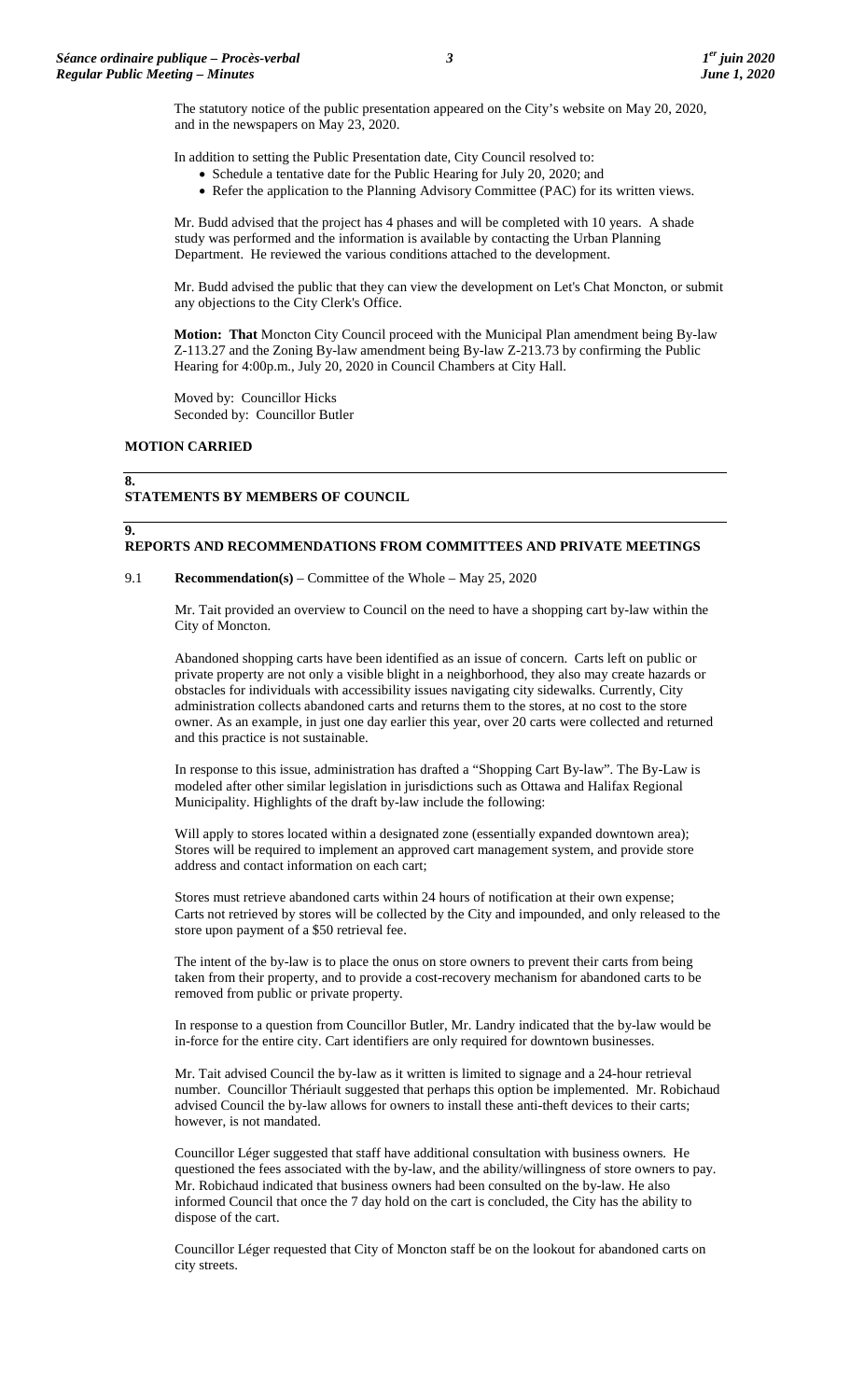The statutory notice of the public presentation appeared on the City's website on May 20, 2020, and in the newspapers on May 23, 2020.

In addition to setting the Public Presentation date, City Council resolved to:

- Schedule a tentative date for the Public Hearing for July 20, 2020; and
- Refer the application to the Planning Advisory Committee (PAC) for its written views.

Mr. Budd advised that the project has 4 phases and will be completed with 10 years. A shade study was performed and the information is available by contacting the Urban Planning Department. He reviewed the various conditions attached to the development.

Mr. Budd advised the public that they can view the development on Let's Chat Moncton, or submit any objections to the City Clerk's Office.

**Motion: That** Moncton City Council proceed with the Municipal Plan amendment being By-law Z-113.27 and the Zoning By-law amendment being By-law Z-213.73 by confirming the Public Hearing for 4:00p.m., July 20, 2020 in Council Chambers at City Hall.

Moved by: Councillor Hicks
Seconded by: Councillor Butler

**MOTION CARRIED**

## 8. STATEMENTS BY MEMBERS OF COUNCIL

## 9. REPORTS AND RECOMMENDATIONS FROM COMMITTEES AND PRIVATE MEETINGS

9.1 **Recommendation(s)** – Committee of the Whole – May 25, 2020

Mr. Tait provided an overview to Council on the need to have a shopping cart by-law within the City of Moncton.

Abandoned shopping carts have been identified as an issue of concern. Carts left on public or private property are not only a visible blight in a neighborhood, they also may create hazards or obstacles for individuals with accessibility issues navigating city sidewalks. Currently, City administration collects abandoned carts and returns them to the stores, at no cost to the store owner. As an example, in just one day earlier this year, over 20 carts were collected and returned and this practice is not sustainable.

In response to this issue, administration has drafted a "Shopping Cart By-law". The By-Law is modeled after other similar legislation in jurisdictions such as Ottawa and Halifax Regional Municipality. Highlights of the draft by-law include the following:

Will apply to stores located within a designated zone (essentially expanded downtown area); Stores will be required to implement an approved cart management system, and provide store address and contact information on each cart;

Stores must retrieve abandoned carts within 24 hours of notification at their own expense; Carts not retrieved by stores will be collected by the City and impounded, and only released to the store upon payment of a $50 retrieval fee.

The intent of the by-law is to place the onus on store owners to prevent their carts from being taken from their property, and to provide a cost-recovery mechanism for abandoned carts to be removed from public or private property.

In response to a question from Councillor Butler, Mr. Landry indicated that the by-law would be in-force for the entire city. Cart identifiers are only required for downtown businesses.

Mr. Tait advised Council the by-law as it written is limited to signage and a 24-hour retrieval number. Councillor Thériault suggested that perhaps this option be implemented. Mr. Robichaud advised Council the by-law allows for owners to install these anti-theft devices to their carts; however, is not mandated.

Councillor Léger suggested that staff have additional consultation with business owners. He questioned the fees associated with the by-law, and the ability/willingness of store owners to pay. Mr. Robichaud indicated that business owners had been consulted on the by-law. He also informed Council that once the 7 day hold on the cart is concluded, the City has the ability to dispose of the cart.

Councillor Léger requested that City of Moncton staff be on the lookout for abandoned carts on city streets.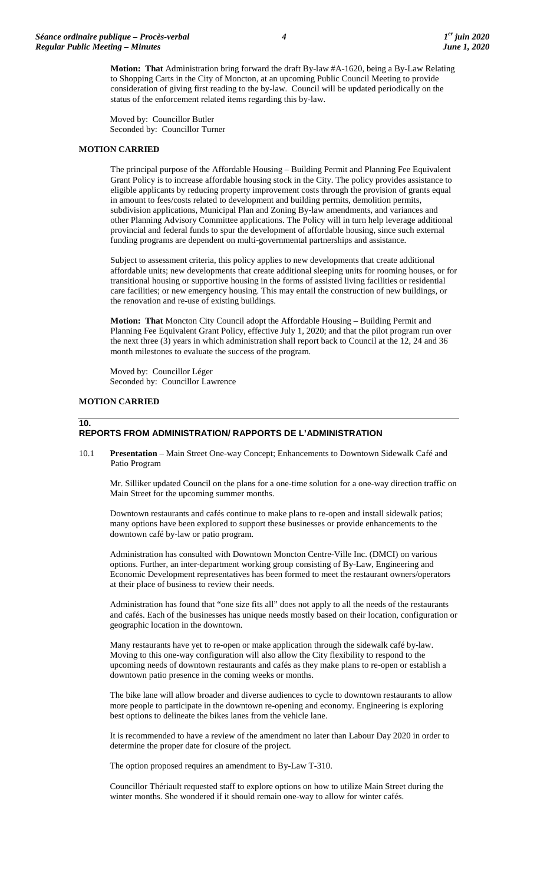**Motion: That** Administration bring forward the draft By-law #A-1620, being a By-Law Relating to Shopping Carts in the City of Moncton, at an upcoming Public Council Meeting to provide consideration of giving first reading to the by-law. Council will be updated periodically on the status of the enforcement related items regarding this by-law.

Moved by: Councillor Butler
Seconded by: Councillor Turner

**MOTION CARRIED**

The principal purpose of the Affordable Housing – Building Permit and Planning Fee Equivalent Grant Policy is to increase affordable housing stock in the City. The policy provides assistance to eligible applicants by reducing property improvement costs through the provision of grants equal in amount to fees/costs related to development and building permits, demolition permits, subdivision applications, Municipal Plan and Zoning By-law amendments, and variances and other Planning Advisory Committee applications. The Policy will in turn help leverage additional provincial and federal funds to spur the development of affordable housing, since such external funding programs are dependent on multi-governmental partnerships and assistance.

Subject to assessment criteria, this policy applies to new developments that create additional affordable units; new developments that create additional sleeping units for rooming houses, or for transitional housing or supportive housing in the forms of assisted living facilities or residential care facilities; or new emergency housing. This may entail the construction of new buildings, or the renovation and re-use of existing buildings.

**Motion: That** Moncton City Council adopt the Affordable Housing – Building Permit and Planning Fee Equivalent Grant Policy, effective July 1, 2020; and that the pilot program run over the next three (3) years in which administration shall report back to Council at the 12, 24 and 36 month milestones to evaluate the success of the program.

Moved by: Councillor Léger
Seconded by: Councillor Lawrence

**MOTION CARRIED**

## 10. REPORTS FROM ADMINISTRATION/ RAPPORTS DE L'ADMINISTRATION

10.1 **Presentation** – Main Street One-way Concept; Enhancements to Downtown Sidewalk Café and Patio Program

Mr. Silliker updated Council on the plans for a one-time solution for a one-way direction traffic on Main Street for the upcoming summer months.

Downtown restaurants and cafés continue to make plans to re-open and install sidewalk patios; many options have been explored to support these businesses or provide enhancements to the downtown café by-law or patio program.

Administration has consulted with Downtown Moncton Centre-Ville Inc. (DMCI) on various options. Further, an inter-department working group consisting of By-Law, Engineering and Economic Development representatives has been formed to meet the restaurant owners/operators at their place of business to review their needs.

Administration has found that "one size fits all" does not apply to all the needs of the restaurants and cafés. Each of the businesses has unique needs mostly based on their location, configuration or geographic location in the downtown.

Many restaurants have yet to re-open or make application through the sidewalk café by-law. Moving to this one-way configuration will also allow the City flexibility to respond to the upcoming needs of downtown restaurants and cafés as they make plans to re-open or establish a downtown patio presence in the coming weeks or months.

The bike lane will allow broader and diverse audiences to cycle to downtown restaurants to allow more people to participate in the downtown re-opening and economy. Engineering is exploring best options to delineate the bikes lanes from the vehicle lane.

It is recommended to have a review of the amendment no later than Labour Day 2020 in order to determine the proper date for closure of the project.

The option proposed requires an amendment to By-Law T-310.

Councillor Thériault requested staff to explore options on how to utilize Main Street during the winter months. She wondered if it should remain one-way to allow for winter cafés.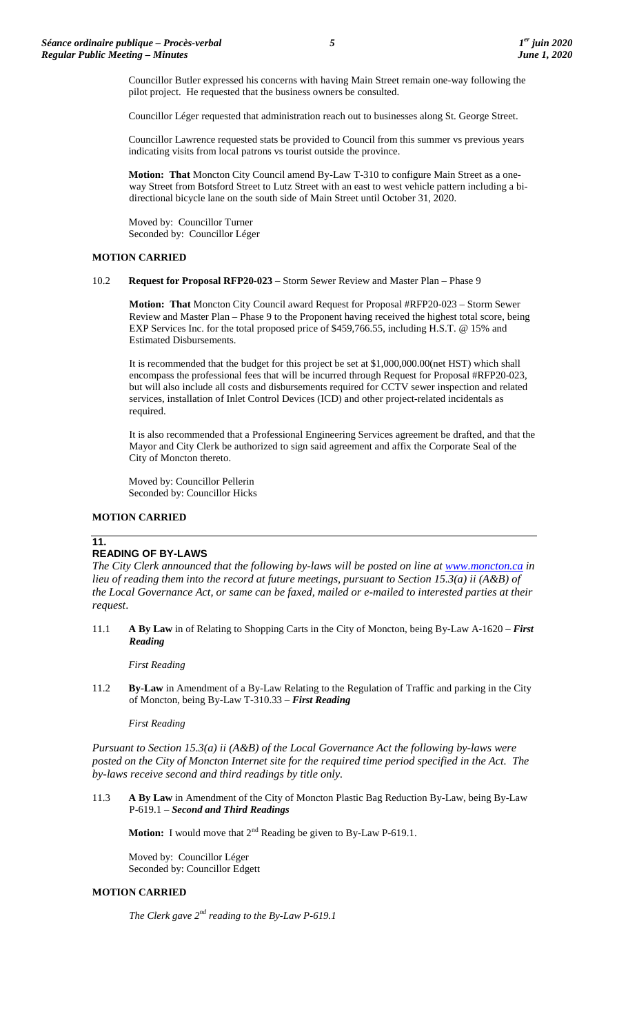Councillor Butler expressed his concerns with having Main Street remain one-way following the pilot project. He requested that the business owners be consulted.

Councillor Léger requested that administration reach out to businesses along St. George Street.

Councillor Lawrence requested stats be provided to Council from this summer vs previous years indicating visits from local patrons vs tourist outside the province.

**Motion: That** Moncton City Council amend By-Law T-310 to configure Main Street as a one-way Street from Botsford Street to Lutz Street with an east to west vehicle pattern including a bi-directional bicycle lane on the south side of Main Street until October 31, 2020.

Moved by: Councillor Turner
Seconded by: Councillor Léger

**MOTION CARRIED**

10.2 **Request for Proposal RFP20-023** – Storm Sewer Review and Master Plan – Phase 9

**Motion: That** Moncton City Council award Request for Proposal #RFP20-023 – Storm Sewer Review and Master Plan – Phase 9 to the Proponent having received the highest total score, being EXP Services Inc. for the total proposed price of $459,766.55, including H.S.T. @ 15% and Estimated Disbursements.

It is recommended that the budget for this project be set at $1,000,000.00(net HST) which shall encompass the professional fees that will be incurred through Request for Proposal #RFP20-023, but will also include all costs and disbursements required for CCTV sewer inspection and related services, installation of Inlet Control Devices (ICD) and other project-related incidentals as required.

It is also recommended that a Professional Engineering Services agreement be drafted, and that the Mayor and City Clerk be authorized to sign said agreement and affix the Corporate Seal of the City of Moncton thereto.

Moved by: Councillor Pellerin
Seconded by: Councillor Hicks

**MOTION CARRIED**

## 11. READING OF BY-LAWS

*The City Clerk announced that the following by-laws will be posted on line at www.moncton.ca in lieu of reading them into the record at future meetings, pursuant to Section 15.3(a) ii (A&B) of the Local Governance Act, or same can be faxed, mailed or e-mailed to interested parties at their request.*

11.1 **A By Law** in of Relating to Shopping Carts in the City of Moncton, being By-Law A-1620 – ***First Reading***

*First Reading*

11.2 **By-Law** in Amendment of a By-Law Relating to the Regulation of Traffic and parking in the City of Moncton, being By-Law T-310.33 – ***First Reading***

*First Reading*

*Pursuant to Section 15.3(a) ii (A&B) of the Local Governance Act the following by-laws were posted on the City of Moncton Internet site for the required time period specified in the Act. The by-laws receive second and third readings by title only.*

11.3 **A By Law** in Amendment of the City of Moncton Plastic Bag Reduction By-Law, being By-Law P-619.1 – ***Second and Third Readings***

**Motion:** I would move that 2nd Reading be given to By-Law P-619.1.

Moved by: Councillor Léger
Seconded by: Councillor Edgett

**MOTION CARRIED**

*The Clerk gave 2nd reading to the By-Law P-619.1*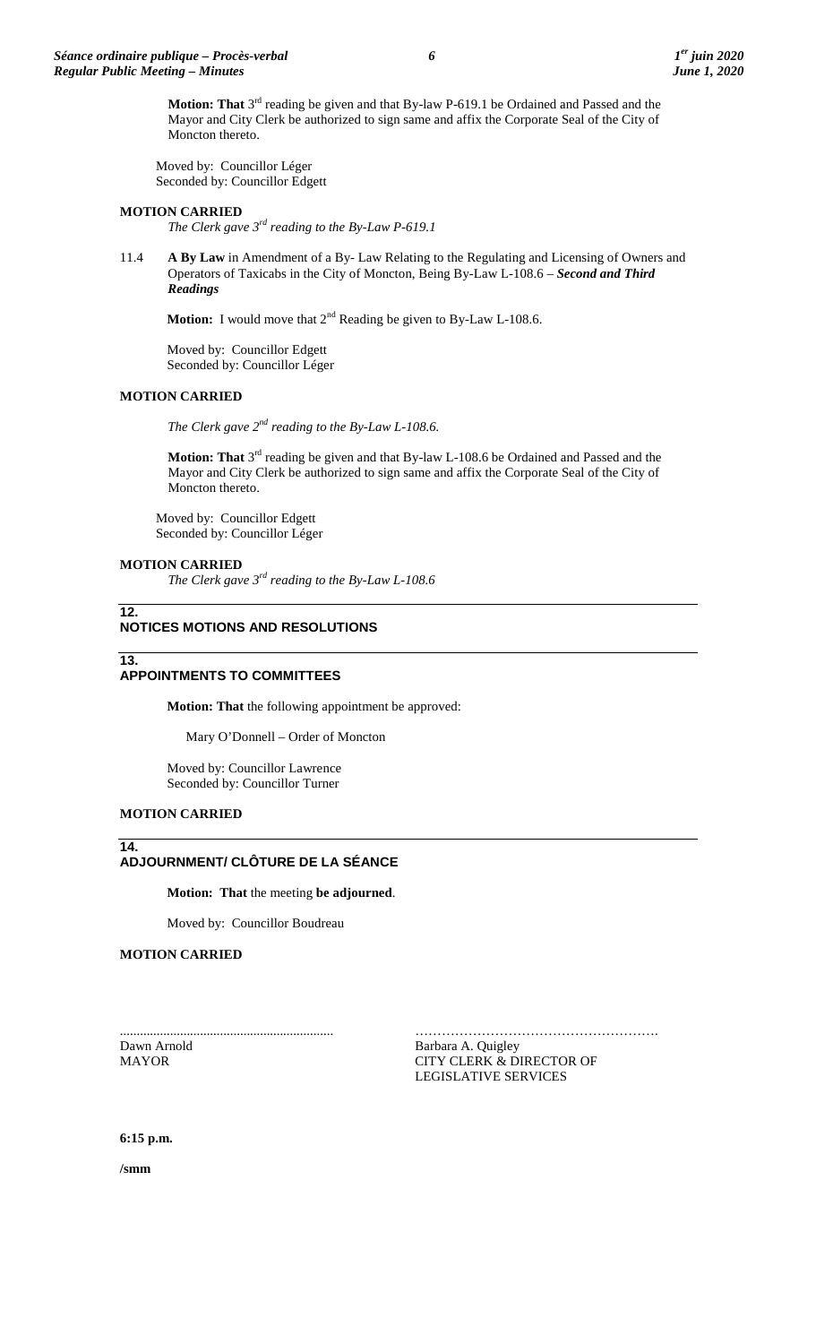**Motion: That** 3rd reading be given and that By-law P-619.1 be Ordained and Passed and the Mayor and City Clerk be authorized to sign same and affix the Corporate Seal of the City of Moncton thereto.

Moved by: Councillor Léger
Seconded by: Councillor Edgett

**MOTION CARRIED**

*The Clerk gave 3rd reading to the By-Law P-619.1*

11.4 **A By Law** in Amendment of a By- Law Relating to the Regulating and Licensing of Owners and Operators of Taxicabs in the City of Moncton, Being By-Law L-108.6 – ***Second and Third Readings***

**Motion:** I would move that 2nd Reading be given to By-Law L-108.6.

Moved by: Councillor Edgett
Seconded by: Councillor Léger

**MOTION CARRIED**

*The Clerk gave 2nd reading to the By-Law L-108.6.*

**Motion: That** 3rd reading be given and that By-law L-108.6 be Ordained and Passed and the Mayor and City Clerk be authorized to sign same and affix the Corporate Seal of the City of Moncton thereto.

Moved by: Councillor Edgett
Seconded by: Councillor Léger

**MOTION CARRIED**

*The Clerk gave 3rd reading to the By-Law L-108.6*

## 12. NOTICES MOTIONS AND RESOLUTIONS

## 13. APPOINTMENTS TO COMMITTEES

**Motion: That** the following appointment be approved:

Mary O'Donnell – Order of Moncton

Moved by: Councillor Lawrence
Seconded by: Councillor Turner

**MOTION CARRIED**

## 14. ADJOURNMENT/ CLÔTURE DE LA SÉANCE

**Motion: That** the meeting **be adjourned**.

Moved by: Councillor Boudreau

**MOTION CARRIED**

..............................................................
Dawn Arnold
MAYOR

……………………………………………….
Barbara A. Quigley
CITY CLERK & DIRECTOR OF LEGISLATIVE SERVICES

**6:15 p.m.**

**/smm**